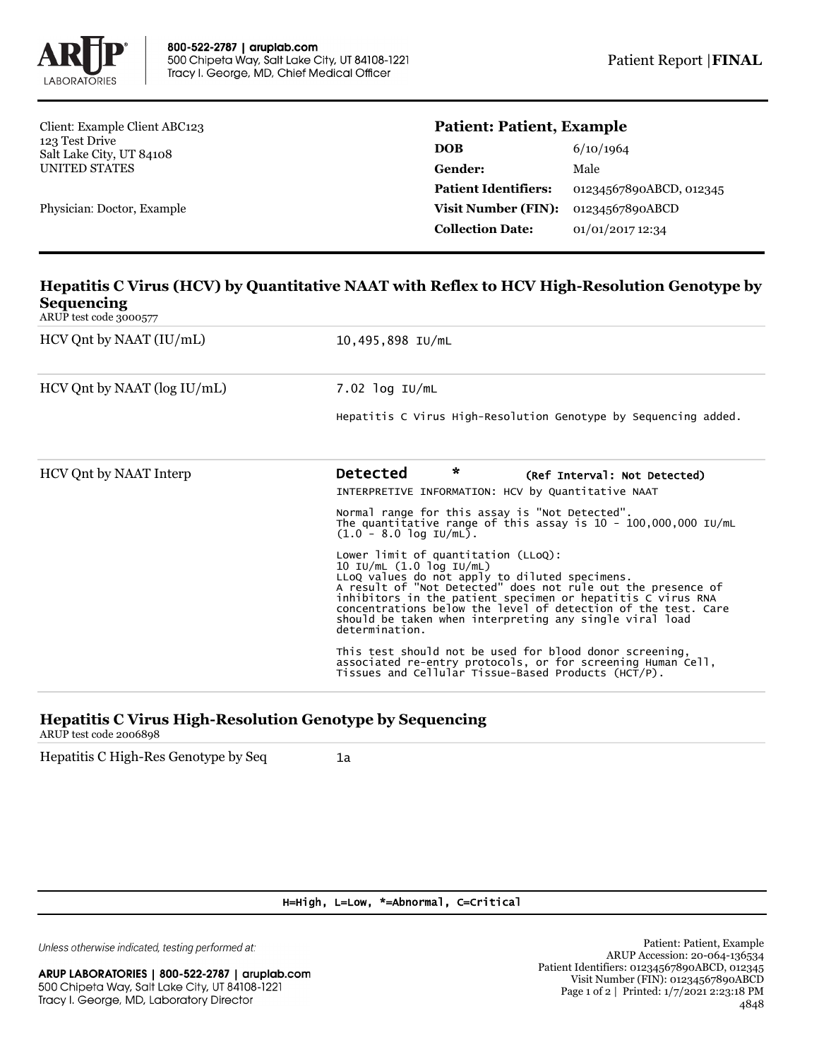800-522-2787 | aruplab.com
500 Chipeta Way, Salt Lake City, UT 84108-1221
Tracy I. George, MD, Chief Medical Officer

Patient Report | **FINAL**

Client: Example Client ABC123
123 Test Drive
Salt Lake City, UT 84108
UNITED STATES

Physician: Doctor, Example

**Patient: Patient, Example**

| | |
|---|---|
| **DOB** | 6/10/1964 |
| **Gender:** | Male |
| **Patient Identifiers:** | 01234567890ABCD, 012345 |
| **Visit Number (FIN):** | 01234567890ABCD |
| **Collection Date:** | 01/01/2017 12:34 |

## Hepatitis C Virus (HCV) by Quantitative NAAT with Reflex to HCV High-Resolution Genotype by Sequencing

ARUP test code 3000577

| | |
|---|---|
| HCV Qnt by NAAT (IU/mL) | 10,495,898 IU/mL |
| HCV Qnt by NAAT (log IU/mL) | 7.02 log IU/mL<br><br>Hepatitis C Virus High-Resolution Genotype by Sequencing added. |
| HCV Qnt by NAAT Interp | **Detected** * (Ref Interval: Not Detected) |

INTERPRETIVE INFORMATION: HCV by Quantitative NAAT

Normal range for this assay is "Not Detected".
The quantitative range of this assay is 10 - 100,000,000 IU/mL (1.0 - 8.0 log IU/mL).

Lower limit of quantitation (LLoQ):
10 IU/mL (1.0 log IU/mL)
LLoQ values do not apply to diluted specimens.
A result of "Not Detected" does not rule out the presence of inhibitors in the patient specimen or hepatitis C virus RNA concentrations below the level of detection of the test. Care should be taken when interpreting any single viral load determination.

This test should not be used for blood donor screening, associated re-entry protocols, or for screening Human Cell, Tissues and Cellular Tissue-Based Products (HCT/P).

## Hepatitis C Virus High-Resolution Genotype by Sequencing

ARUP test code 2006898

| | |
|---|---|
| Hepatitis C High-Res Genotype by Seq | 1a |

H=High, L=Low, *=Abnormal, C=Critical

*Unless otherwise indicated, testing performed at:*

**ARUP LABORATORIES | 800-522-2787 | aruplab.com**
500 Chipeta Way, Salt Lake City, UT 84108-1221
Tracy I. George, MD, Laboratory Director

Patient: Patient, Example
ARUP Accession: 20-064-136534
Patient Identifiers: 01234567890ABCD, 012345
Visit Number (FIN): 01234567890ABCD
Printed: 1/7/2021 2:23:18 PM
4848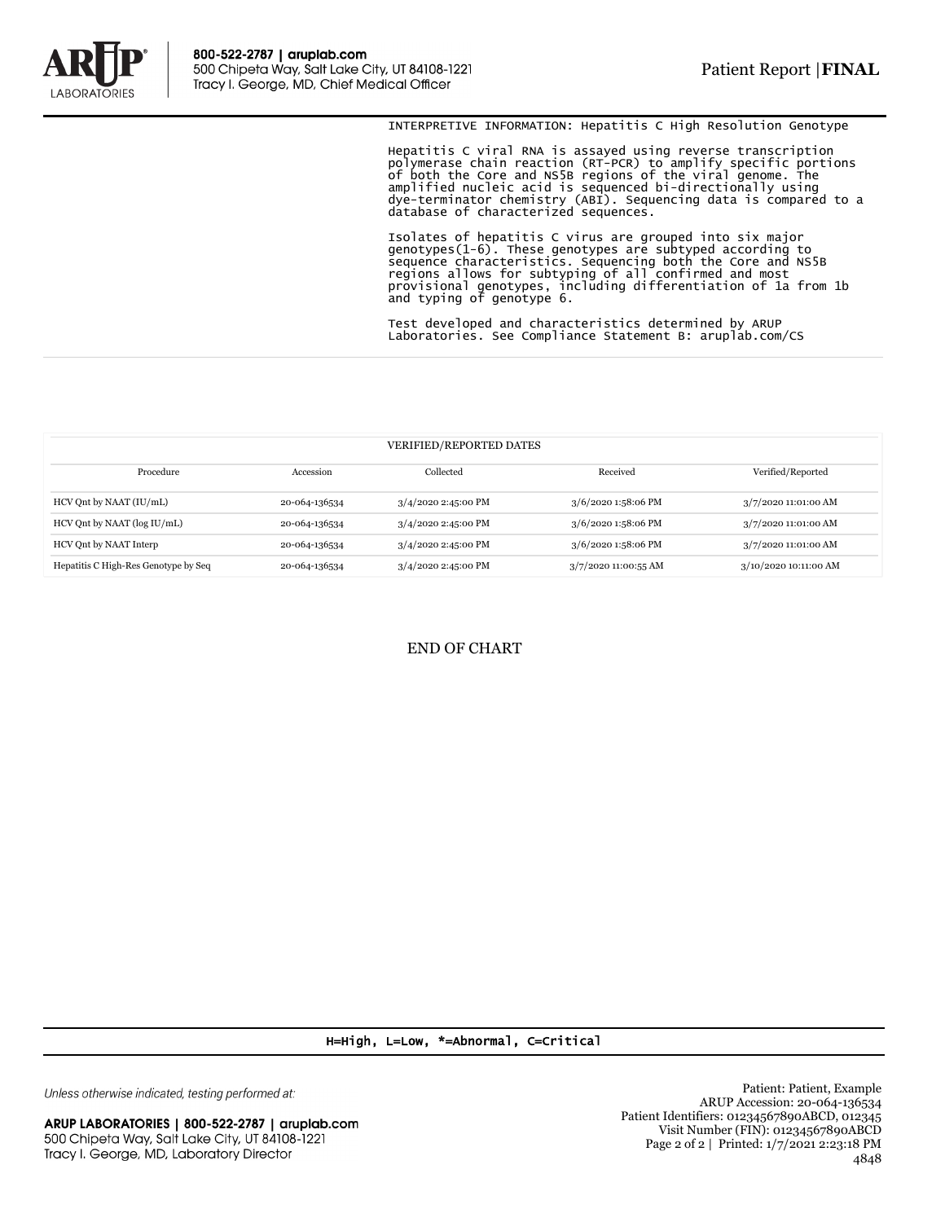INTERPRETIVE INFORMATION: Hepatitis C High Resolution Genotype

Hepatitis C viral RNA is assayed using reverse transcription polymerase chain reaction (RT-PCR) to amplify specific portions of both the Core and NS5B regions of the viral genome. The amplified nucleic acid is sequenced bi-directionally using dye-terminator chemistry (ABI). Sequencing data is compared to a database of characterized sequences.

Isolates of hepatitis C virus are grouped into six major genotypes(1-6). These genotypes are subtyped according to sequence characteristics. Sequencing both the Core and NS5B regions allows for subtyping of all confirmed and most provisional genotypes, including differentiation of 1a from 1b and typing of genotype 6.

Test developed and characteristics determined by ARUP Laboratories. See Compliance Statement B: aruplab.com/CS

VERIFIED/REPORTED DATES

| Procedure | Accession | Collected | Received | Verified/Reported |
|---|---|---|---|---|
| HCV Qnt by NAAT (IU/mL) | 20-064-136534 | 3/4/2020 2:45:00 PM | 3/6/2020 1:58:06 PM | 3/7/2020 11:01:00 AM |
| HCV Qnt by NAAT (log IU/mL) | 20-064-136534 | 3/4/2020 2:45:00 PM | 3/6/2020 1:58:06 PM | 3/7/2020 11:01:00 AM |
| HCV Qnt by NAAT Interp | 20-064-136534 | 3/4/2020 2:45:00 PM | 3/6/2020 1:58:06 PM | 3/7/2020 11:01:00 AM |
| Hepatitis C High-Res Genotype by Seq | 20-064-136534 | 3/4/2020 2:45:00 PM | 3/7/2020 11:00:55 AM | 3/10/2020 10:11:00 AM |

END OF CHART

H=High, L=Low, *=Abnormal, C=Critical

*Unless otherwise indicated, testing performed at:*

**ARUP LABORATORIES | 800-522-2787 | aruplab.com**
500 Chipeta Way, Salt Lake City, UT 84108-1221
Tracy I. George, MD, Laboratory Director

Patient: Patient, Example
ARUP Accession: 20-064-136534
Patient Identifiers: 01234567890ABCD, 012345
Visit Number (FIN): 01234567890ABCD
Printed: 1/7/2021 2:23:18 PM
4848